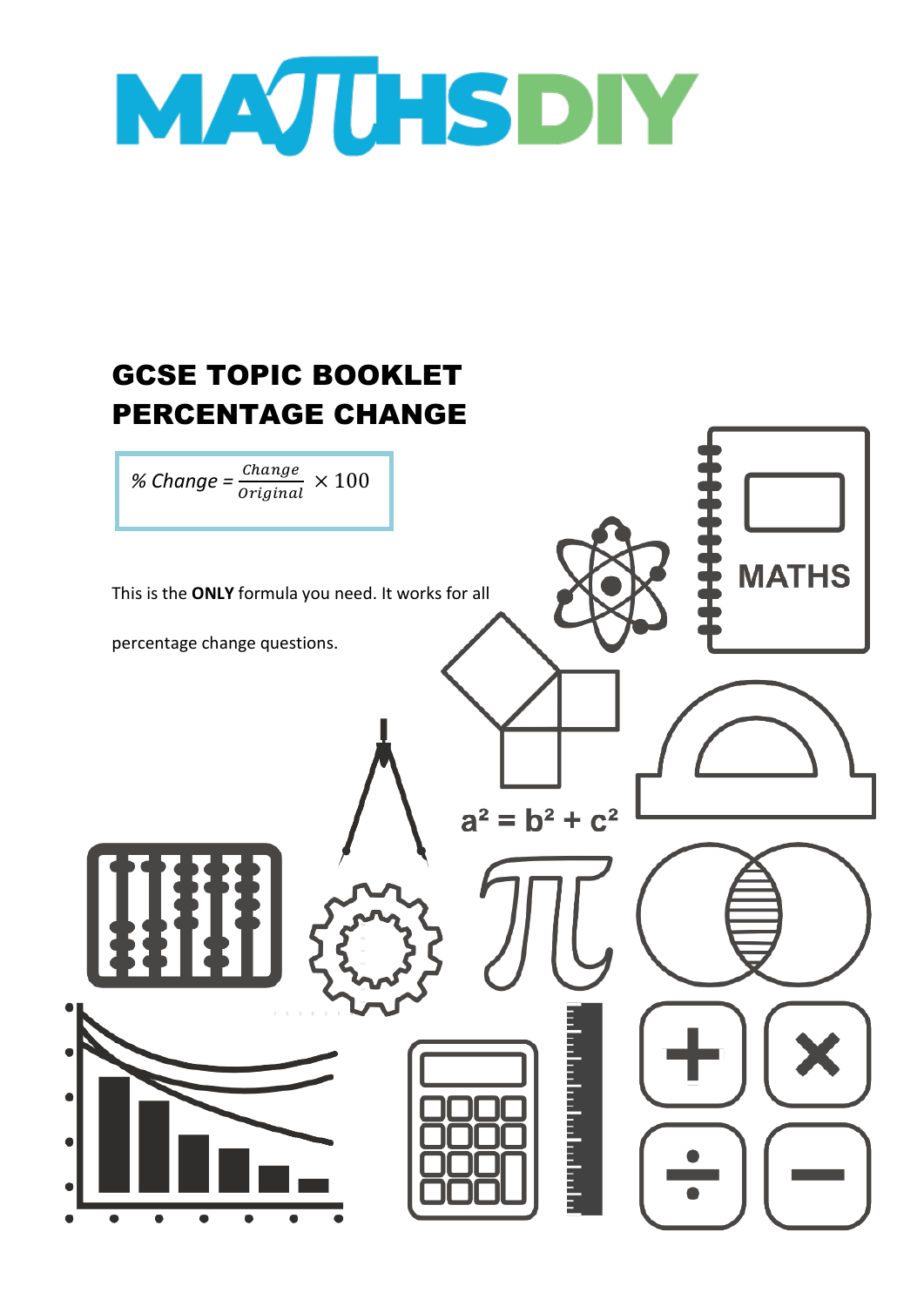# MATHSDIY

## GCSE TOPIC BOOKLET
## PERCENTAGE CHANGE

$$\% \text{ Change} = \frac{Change}{Original} \times 100$$

This is the **ONLY** formula you need. It works for all percentage change questions.

$a^2 = b^2 + c^2$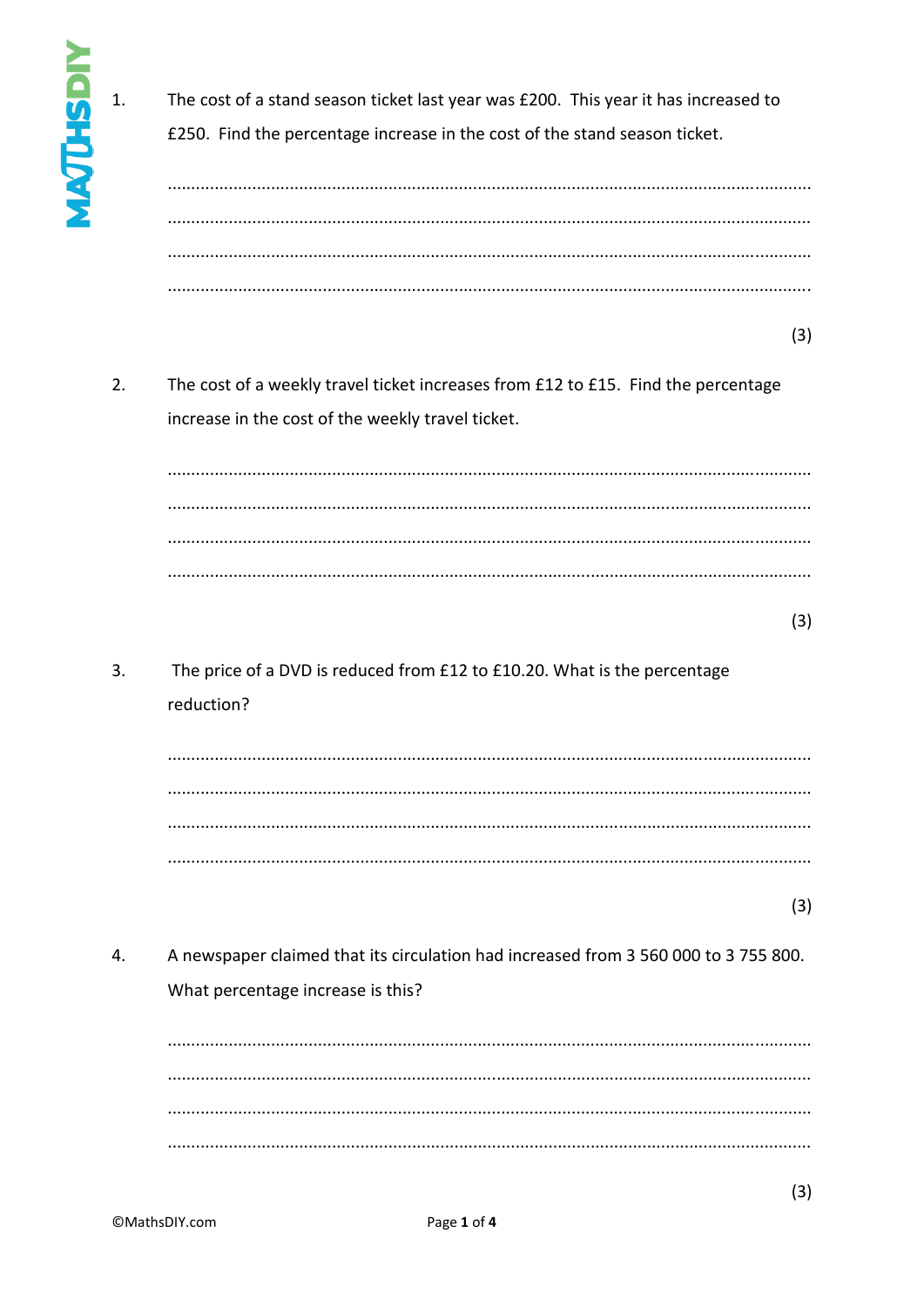1. The cost of a stand season ticket last year was £200. This year it has increased to £250. Find the percentage increase in the cost of the stand season ticket.

.......................................................................................................................................

.......................................................................................................................................

.......................................................................................................................................

.......................................................................................................................................

(3)

2. The cost of a weekly travel ticket increases from £12 to £15. Find the percentage increase in the cost of the weekly travel ticket.

.......................................................................................................................................

.......................................................................................................................................

.......................................................................................................................................

.......................................................................................................................................

(3)

3. The price of a DVD is reduced from £12 to £10.20. What is the percentage reduction?

.......................................................................................................................................

.......................................................................................................................................

.......................................................................................................................................

.......................................................................................................................................

(3)

4. A newspaper claimed that its circulation had increased from 3 560 000 to 3 755 800. What percentage increase is this?

.......................................................................................................................................

.......................................................................................................................................

.......................................................................................................................................

.......................................................................................................................................

(3)

©MathsDIY.com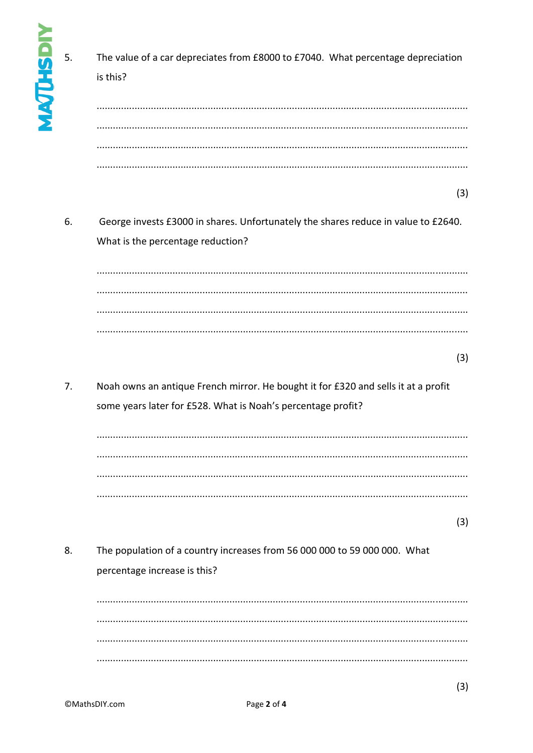5. The value of a car depreciates from £8000 to £7040. What percentage depreciation is this?

.......................................................................................................................................

.......................................................................................................................................

.......................................................................................................................................

.......................................................................................................................................

(3)

6. George invests £3000 in shares. Unfortunately the shares reduce in value to £2640. What is the percentage reduction?

.......................................................................................................................................

.......................................................................................................................................

.......................................................................................................................................

.......................................................................................................................................

(3)

7. Noah owns an antique French mirror. He bought it for £320 and sells it at a profit some years later for £528. What is Noah's percentage profit?

.......................................................................................................................................

.......................................................................................................................................

.......................................................................................................................................

.......................................................................................................................................

(3)

8. The population of a country increases from 56 000 000 to 59 000 000. What percentage increase is this?

.......................................................................................................................................

.......................................................................................................................................

.......................................................................................................................................

.......................................................................................................................................

(3)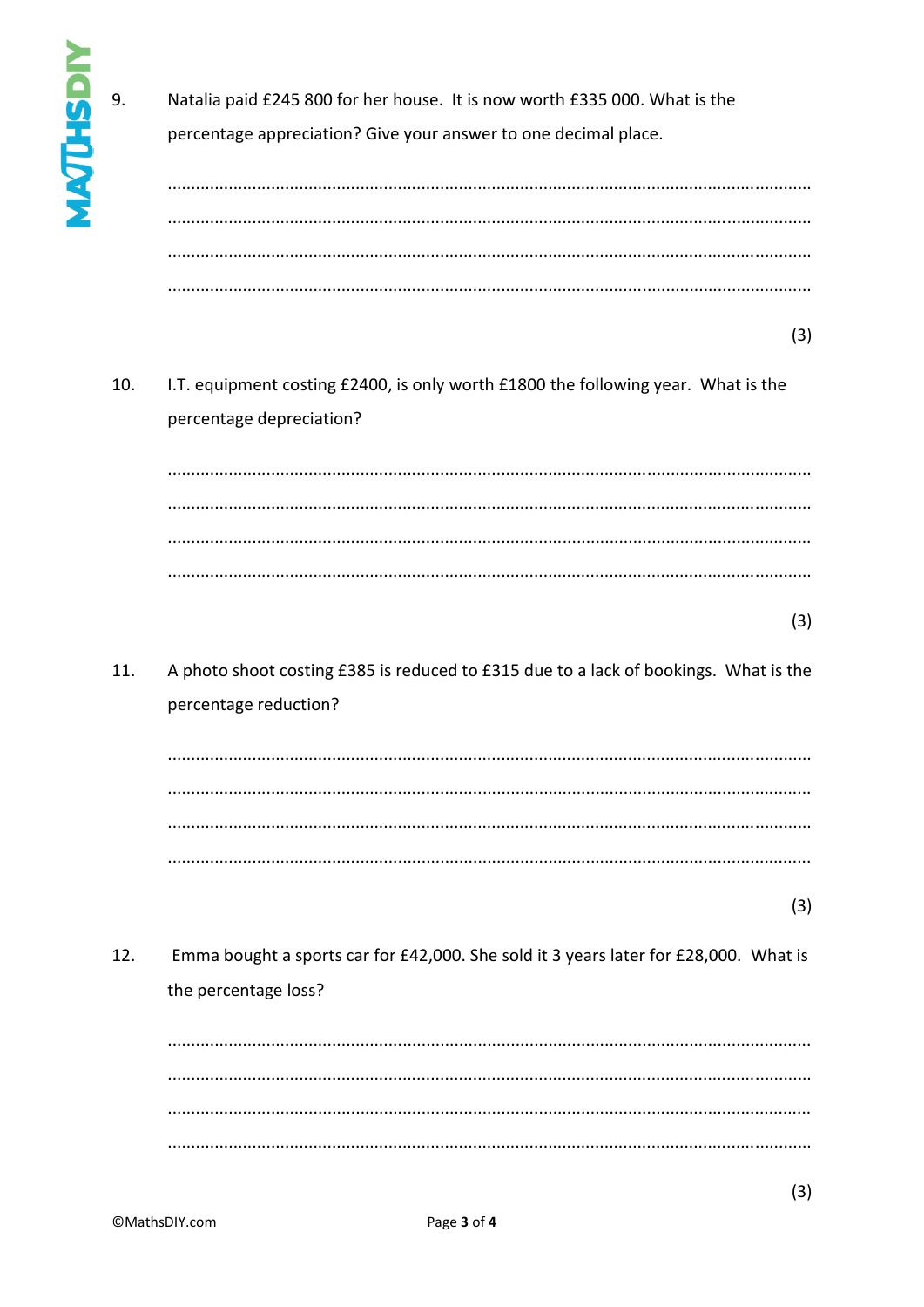9. Natalia paid £245 800 for her house. It is now worth £335 000. What is the percentage appreciation? Give your answer to one decimal place.

.......................................................................................................................................

.......................................................................................................................................

.......................................................................................................................................

.......................................................................................................................................

(3)

10. I.T. equipment costing £2400, is only worth £1800 the following year. What is the percentage depreciation?

.......................................................................................................................................

.......................................................................................................................................

.......................................................................................................................................

.......................................................................................................................................

(3)

11. A photo shoot costing £385 is reduced to £315 due to a lack of bookings. What is the percentage reduction?

.......................................................................................................................................

.......................................................................................................................................

.......................................................................................................................................

.......................................................................................................................................

(3)

12. Emma bought a sports car for £42,000. She sold it 3 years later for £28,000. What is the percentage loss?

.......................................................................................................................................

.......................................................................................................................................

.......................................................................................................................................

.......................................................................................................................................

(3)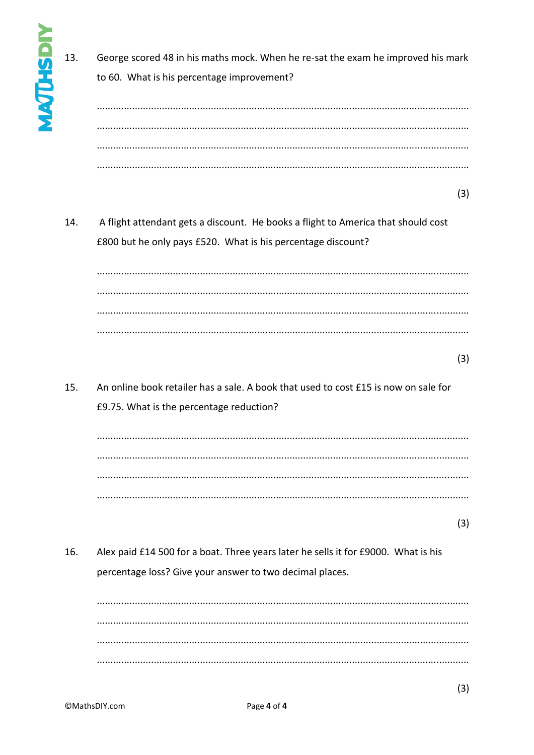13. George scored 48 in his maths mock. When he re-sat the exam he improved his mark to 60. What is his percentage improvement?

.......................................................................................................................................

.......................................................................................................................................

.......................................................................................................................................

.......................................................................................................................................

(3)

14. A flight attendant gets a discount. He books a flight to America that should cost £800 but he only pays £520. What is his percentage discount?

.......................................................................................................................................

.......................................................................................................................................

.......................................................................................................................................

.......................................................................................................................................

(3)

15. An online book retailer has a sale. A book that used to cost £15 is now on sale for £9.75. What is the percentage reduction?

.......................................................................................................................................

.......................................................................................................................................

.......................................................................................................................................

.......................................................................................................................................

(3)

16. Alex paid £14 500 for a boat. Three years later he sells it for £9000. What is his percentage loss? Give your answer to two decimal places.

.......................................................................................................................................

.......................................................................................................................................

.......................................................................................................................................

.......................................................................................................................................

(3)

©MathsDIY.com